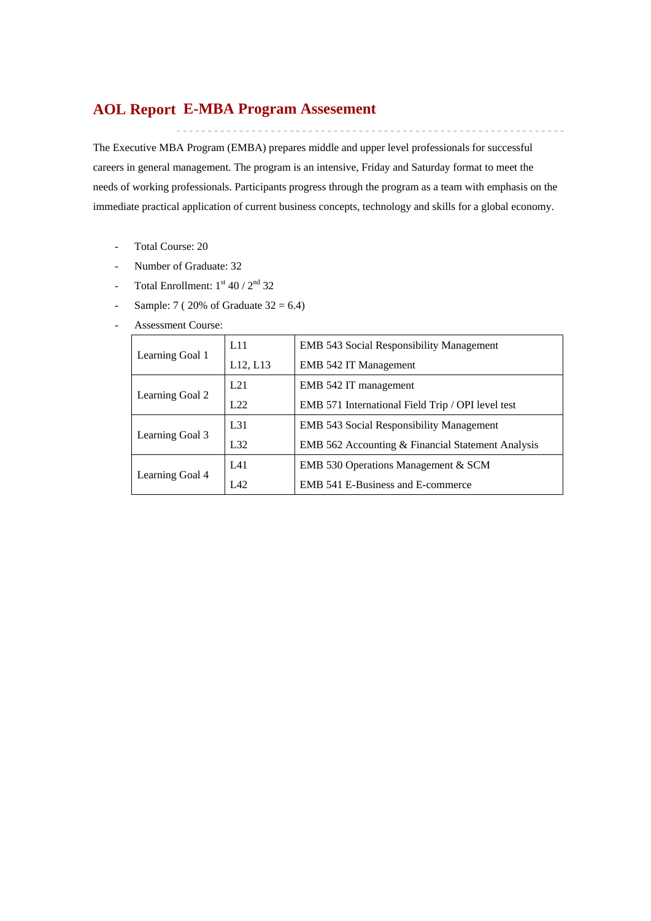# AOL Report E-MBA Program Assesement

The Executive MBA Program (EMBA) prepares middle and upper level professionals for successful careers in general management. The program is an intensive, Friday and Saturday format to meet the needs of working professionals. Participants progress through the program as a team with emphasis on the immediate practical application of current business concepts, technology and skills for a global economy.

- Total Course: 20
- Number of Graduate: 32
- Total Enrollment: 1st 40 / 2nd 32
- Sample: 7 ( 20% of Graduate 32 = 6.4)
- Assessment Course:

| | | |
|---|---|---|
| Learning Goal 1 | L11 | EMB 543 Social Responsibility Management |
| | L12, L13 | EMB 542 IT Management |
| Learning Goal 2 | L21 | EMB 542 IT management |
| | L22 | EMB 571 International Field Trip / OPI level test |
| Learning Goal 3 | L31 | EMB 543 Social Responsibility Management |
| | L32 | EMB 562 Accounting & Financial Statement Analysis |
| Learning Goal 4 | L41 | EMB 530 Operations Management & SCM |
| | L42 | EMB 541 E-Business and E-commerce |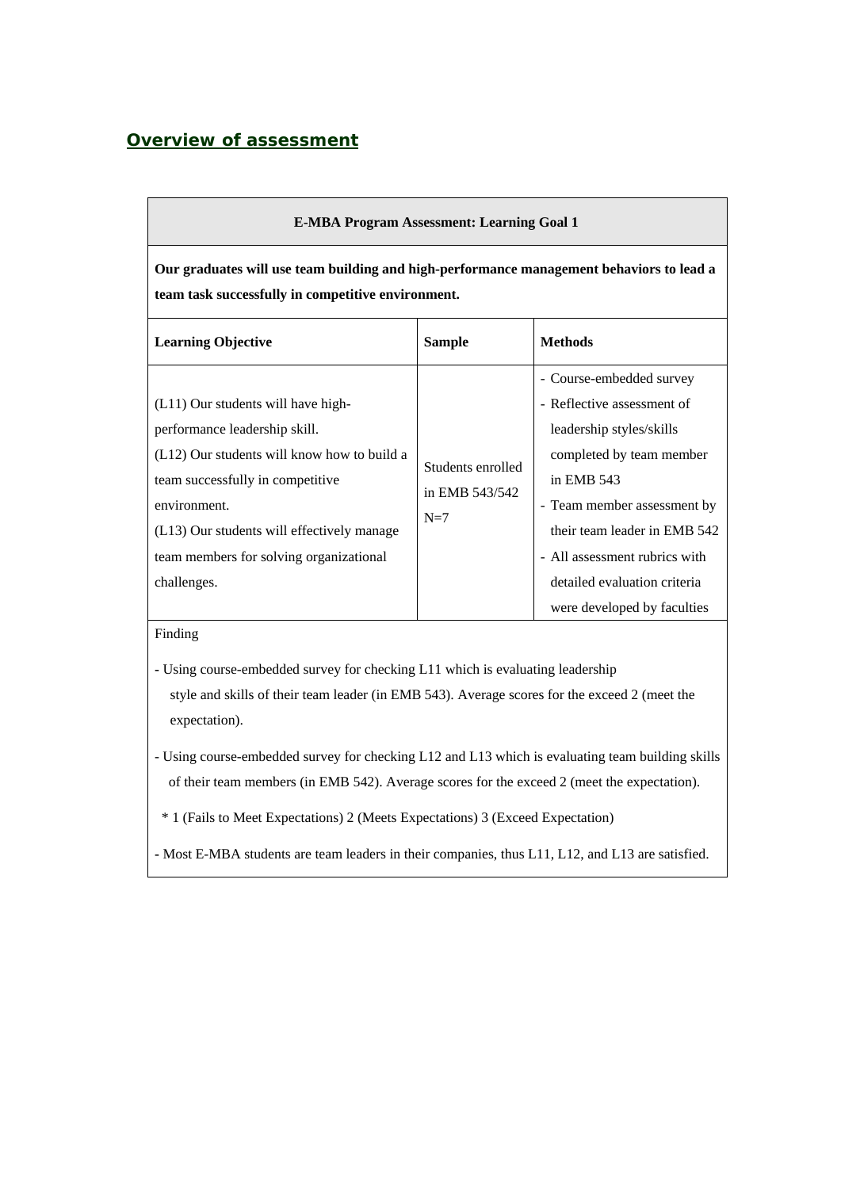## Overview of assessment

| E-MBA Program Assessment: Learning Goal 1 | | |
|---|---|---|
| **Our graduates will use team building and high-performance management behaviors to lead a team task successfully in competitive environment.** | | |
| **Learning Objective** | **Sample** | **Methods** |
| (L11) Our students will have high-performance leadership skill.<br>(L12) Our students will know how to build a team successfully in competitive environment.<br>(L13) Our students will effectively manage team members for solving organizational challenges. | Students enrolled in EMB 543/542<br>N=7 | - Course-embedded survey<br>- Reflective assessment of leadership styles/skills completed by team member in EMB 543<br>- Team member assessment by their team leader in EMB 542<br>- All assessment rubrics with detailed evaluation criteria were developed by faculties |
| Finding<br><br>- Using course-embedded survey for checking L11 which is evaluating leadership style and skills of their team leader (in EMB 543). Average scores for the exceed 2 (meet the expectation).<br><br>- Using course-embedded survey for checking L12 and L13 which is evaluating team building skills of their team members (in EMB 542). Average scores for the exceed 2 (meet the expectation).<br><br>* 1 (Fails to Meet Expectations) 2 (Meets Expectations) 3 (Exceed Expectation)<br><br>- Most E-MBA students are team leaders in their companies, thus L11, L12, and L13 are satisfied. | | |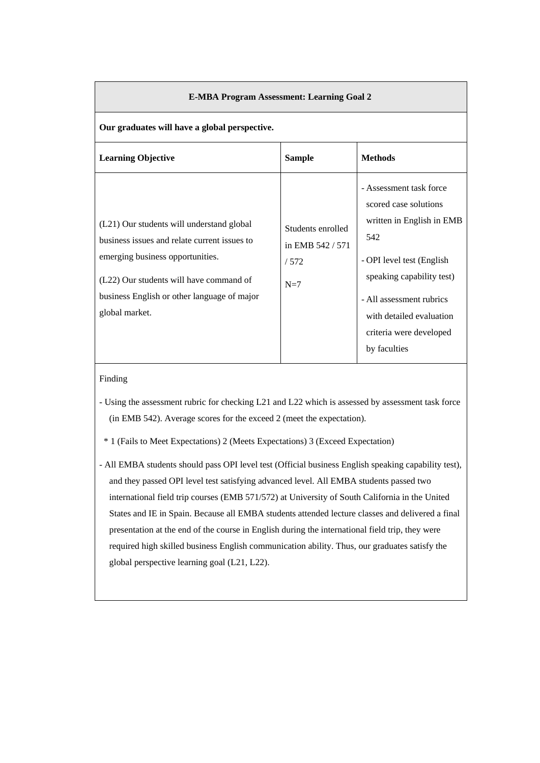| E-MBA Program Assessment: Learning Goal 2 | | |
|---|---|---|
| **Our graduates will have a global perspective.** | | |
| **Learning Objective** | **Sample** | **Methods** |
| (L21) Our students will understand global business issues and relate current issues to emerging business opportunities.<br><br>(L22) Our students will have command of business English or other language of major global market. | Students enrolled in EMB 542 / 571 / 572<br><br>N=7 | - Assessment task force scored case solutions written in English in EMB 542<br><br>- OPI level test (English speaking capability test)<br><br>- All assessment rubrics with detailed evaluation criteria were developed by faculties |

Finding

- Using the assessment rubric for checking L21 and L22 which is assessed by assessment task force (in EMB 542). Average scores for the exceed 2 (meet the expectation).

  * 1 (Fails to Meet Expectations) 2 (Meets Expectations) 3 (Exceed Expectation)

- All EMBA students should pass OPI level test (Official business English speaking capability test), and they passed OPI level test satisfying advanced level. All EMBA students passed two international field trip courses (EMB 571/572) at University of South California in the United States and IE in Spain. Because all EMBA students attended lecture classes and delivered a final presentation at the end of the course in English during the international field trip, they were required high skilled business English communication ability. Thus, our graduates satisfy the global perspective learning goal (L21, L22).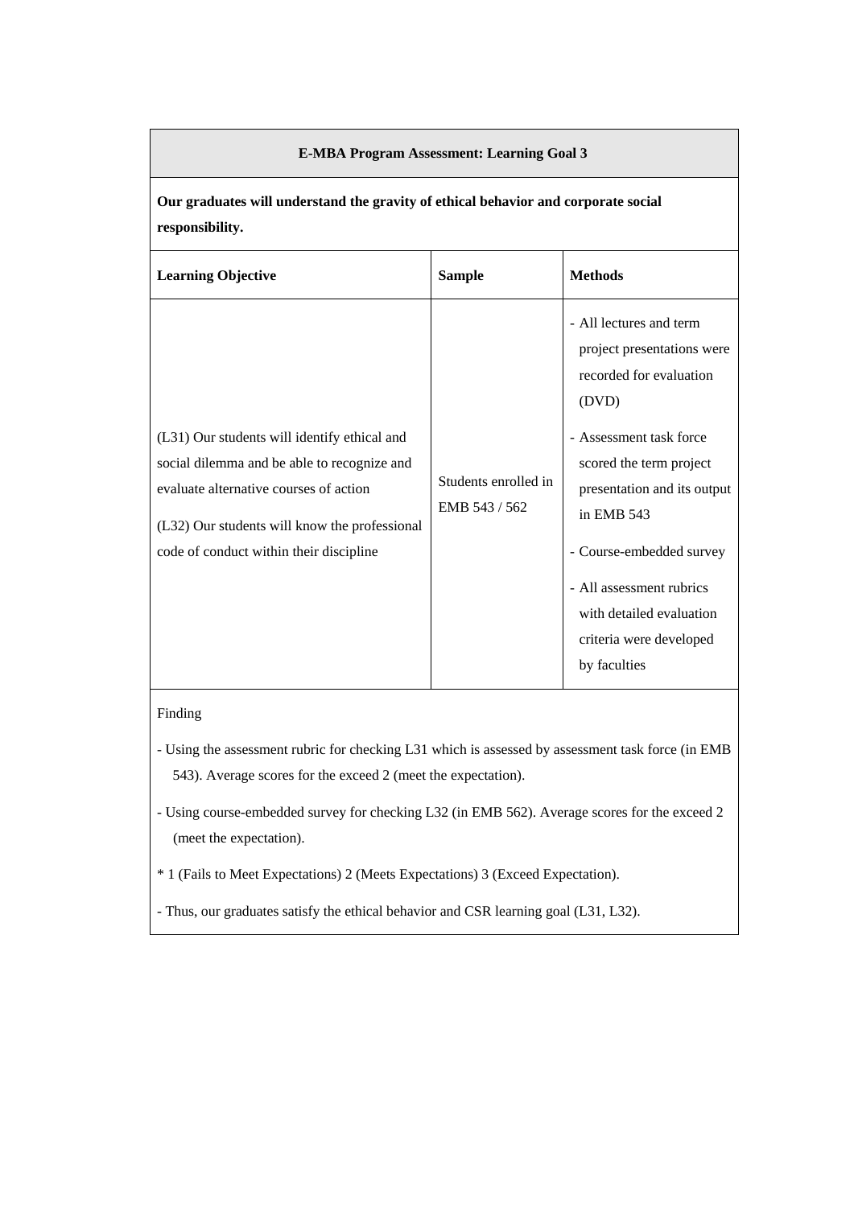| E-MBA Program Assessment: Learning Goal 3 | | |
|---|---|---|
| **Our graduates will understand the gravity of ethical behavior and corporate social responsibility.** | | |
| **Learning Objective** | **Sample** | **Methods** |
| (L31) Our students will identify ethical and social dilemma and be able to recognize and evaluate alternative courses of action<br><br>(L32) Our students will know the professional code of conduct within their discipline | Students enrolled in EMB 543 / 562 | - All lectures and term project presentations were recorded for evaluation (DVD)<br>- Assessment task force scored the term project presentation and its output in EMB 543<br>- Course-embedded survey<br>- All assessment rubrics with detailed evaluation criteria were developed by faculties |

Finding

- Using the assessment rubric for checking L31 which is assessed by assessment task force (in EMB 543). Average scores for the exceed 2 (meet the expectation).

- Using course-embedded survey for checking L32 (in EMB 562). Average scores for the exceed 2 (meet the expectation).

* 1 (Fails to Meet Expectations) 2 (Meets Expectations) 3 (Exceed Expectation).

- Thus, our graduates satisfy the ethical behavior and CSR learning goal (L31, L32).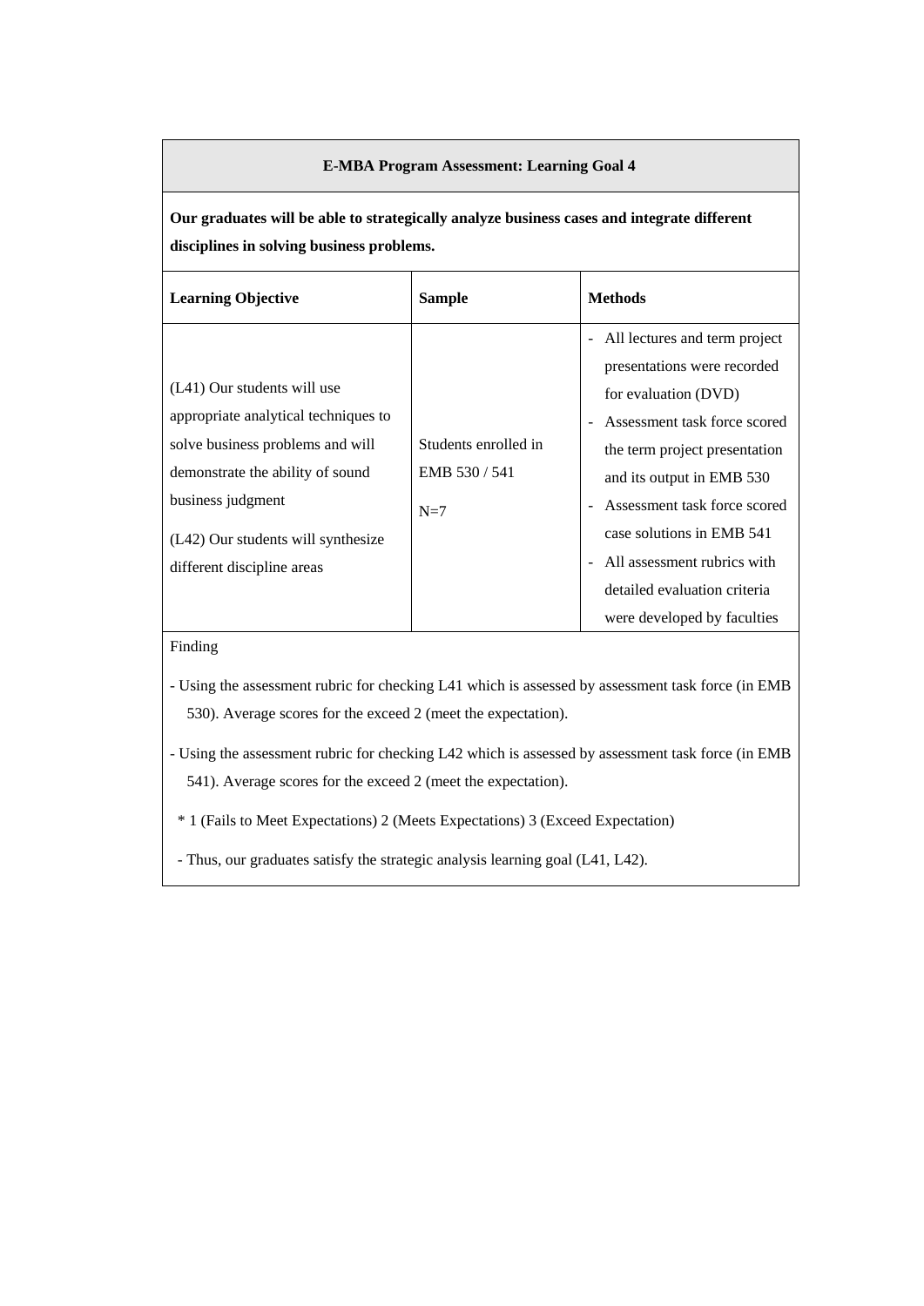**E-MBA Program Assessment: Learning Goal 4**

**Our graduates will be able to strategically analyze business cases and integrate different disciplines in solving business problems.**

| **Learning Objective** | **Sample** | **Methods** |
|---|---|---|
| (L41) Our students will use appropriate analytical techniques to solve business problems and will demonstrate the ability of sound business judgment<br><br>(L42) Our students will synthesize different discipline areas | Students enrolled in EMB 530 / 541<br><br>N=7 | - All lectures and term project presentations were recorded for evaluation (DVD)<br>- Assessment task force scored the term project presentation and its output in EMB 530<br>- Assessment task force scored case solutions in EMB 541<br>- All assessment rubrics with detailed evaluation criteria were developed by faculties |

Finding

- Using the assessment rubric for checking L41 which is assessed by assessment task force (in EMB 530). Average scores for the exceed 2 (meet the expectation).

- Using the assessment rubric for checking L42 which is assessed by assessment task force (in EMB 541). Average scores for the exceed 2 (meet the expectation).

\* 1 (Fails to Meet Expectations) 2 (Meets Expectations) 3 (Exceed Expectation)

- Thus, our graduates satisfy the strategic analysis learning goal (L41, L42).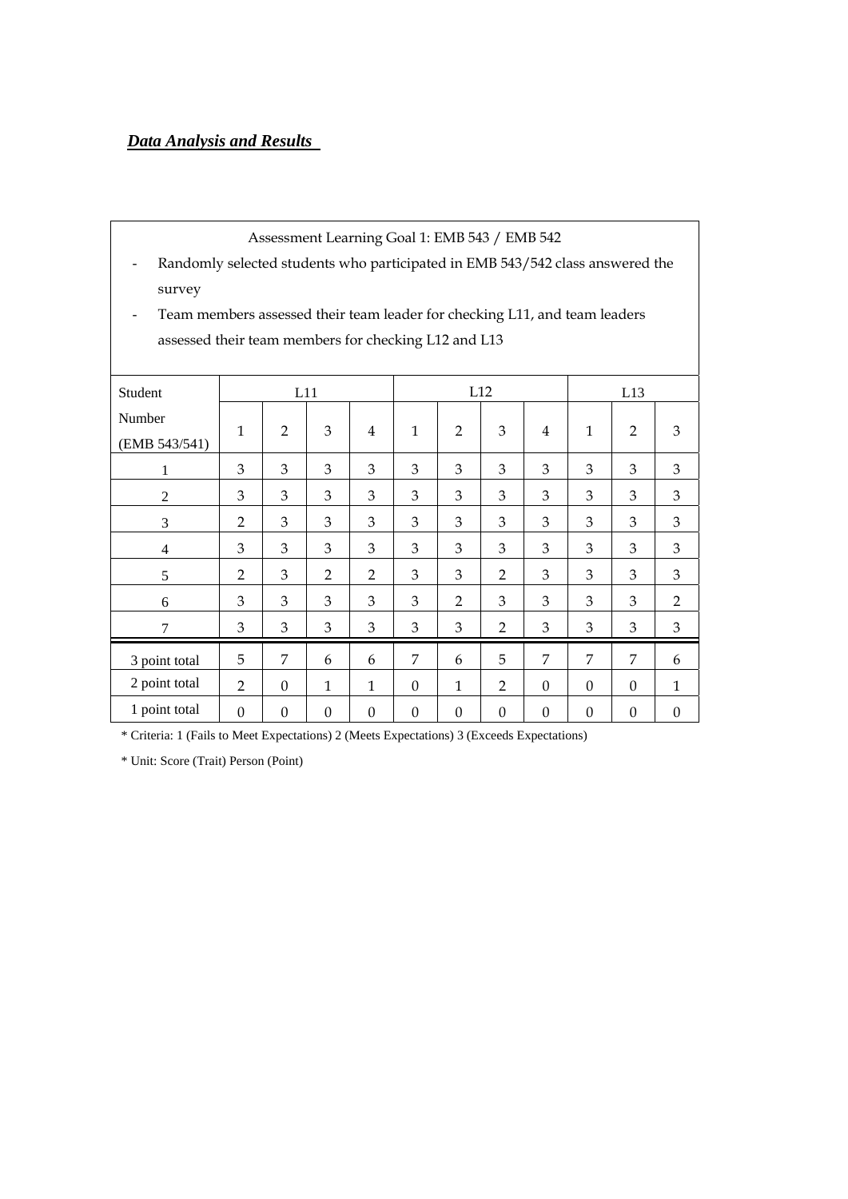***Data Analysis and Results***

Assessment Learning Goal 1: EMB 543 / EMB 542

- Randomly selected students who participated in EMB 543/542 class answered the survey
- Team members assessed their team leader for checking L11, and team leaders assessed their team members for checking L12 and L13

| Student Number (EMB 543/541) | L11 | | | | L12 | | | | L13 | | |
|---|---|---|---|---|---|---|---|---|---|---|---|
| | 1 | 2 | 3 | 4 | 1 | 2 | 3 | 4 | 1 | 2 | 3 |
| 1 | 3 | 3 | 3 | 3 | 3 | 3 | 3 | 3 | 3 | 3 | 3 |
| 2 | 3 | 3 | 3 | 3 | 3 | 3 | 3 | 3 | 3 | 3 | 3 |
| 3 | 2 | 3 | 3 | 3 | 3 | 3 | 3 | 3 | 3 | 3 | 3 |
| 4 | 3 | 3 | 3 | 3 | 3 | 3 | 3 | 3 | 3 | 3 | 3 |
| 5 | 2 | 3 | 2 | 2 | 3 | 3 | 2 | 3 | 3 | 3 | 3 |
| 6 | 3 | 3 | 3 | 3 | 3 | 2 | 3 | 3 | 3 | 3 | 2 |
| 7 | 3 | 3 | 3 | 3 | 3 | 3 | 2 | 3 | 3 | 3 | 3 |
| 3 point total | 5 | 7 | 6 | 6 | 7 | 6 | 5 | 7 | 7 | 7 | 6 |
| 2 point total | 2 | 0 | 1 | 1 | 0 | 1 | 2 | 0 | 0 | 0 | 1 |
| 1 point total | 0 | 0 | 0 | 0 | 0 | 0 | 0 | 0 | 0 | 0 | 0 |

\* Criteria: 1 (Fails to Meet Expectations) 2 (Meets Expectations) 3 (Exceeds Expectations)

\* Unit: Score (Trait) Person (Point)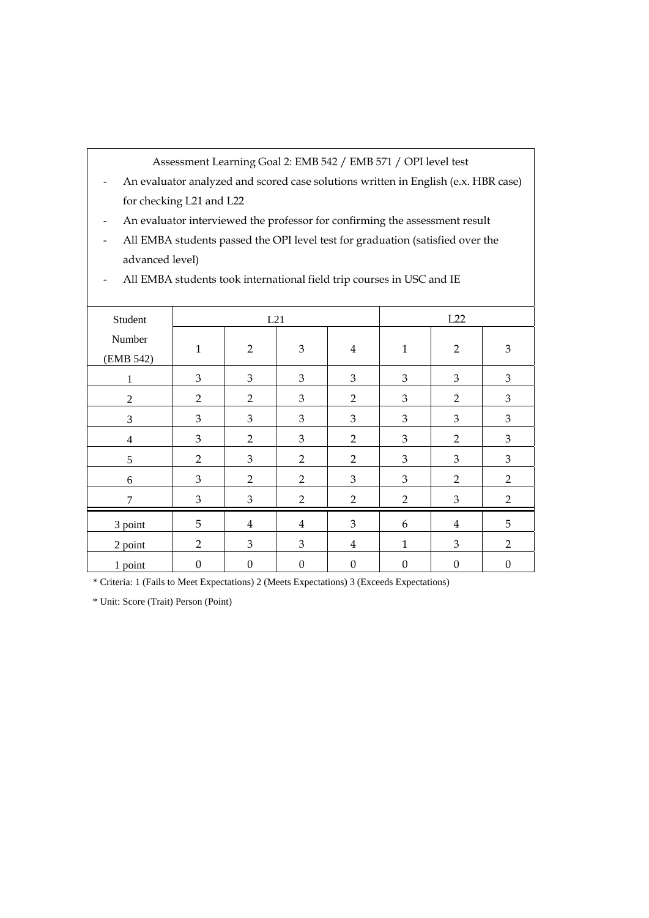Assessment Learning Goal 2: EMB 542 / EMB 571 / OPI level test

- An evaluator analyzed and scored case solutions written in English (e.x. HBR case) for checking L21 and L22
- An evaluator interviewed the professor for confirming the assessment result
- All EMBA students passed the OPI level test for graduation (satisfied over the advanced level)
- All EMBA students took international field trip courses in USC and IE

| Student Number (EMB 542) | L21 | | | | L22 | | |
|---|---|---|---|---|---|---|---|
| | 1 | 2 | 3 | 4 | 1 | 2 | 3 |
| 1 | 3 | 3 | 3 | 3 | 3 | 3 | 3 |
| 2 | 2 | 2 | 3 | 2 | 3 | 2 | 3 |
| 3 | 3 | 3 | 3 | 3 | 3 | 3 | 3 |
| 4 | 3 | 2 | 3 | 2 | 3 | 2 | 3 |
| 5 | 2 | 3 | 2 | 2 | 3 | 3 | 3 |
| 6 | 3 | 2 | 2 | 3 | 3 | 2 | 2 |
| 7 | 3 | 3 | 2 | 2 | 2 | 3 | 2 |
| 3 point | 5 | 4 | 4 | 3 | 6 | 4 | 5 |
| 2 point | 2 | 3 | 3 | 4 | 1 | 3 | 2 |
| 1 point | 0 | 0 | 0 | 0 | 0 | 0 | 0 |

* Criteria: 1 (Fails to Meet Expectations) 2 (Meets Expectations) 3 (Exceeds Expectations)

* Unit: Score (Trait) Person (Point)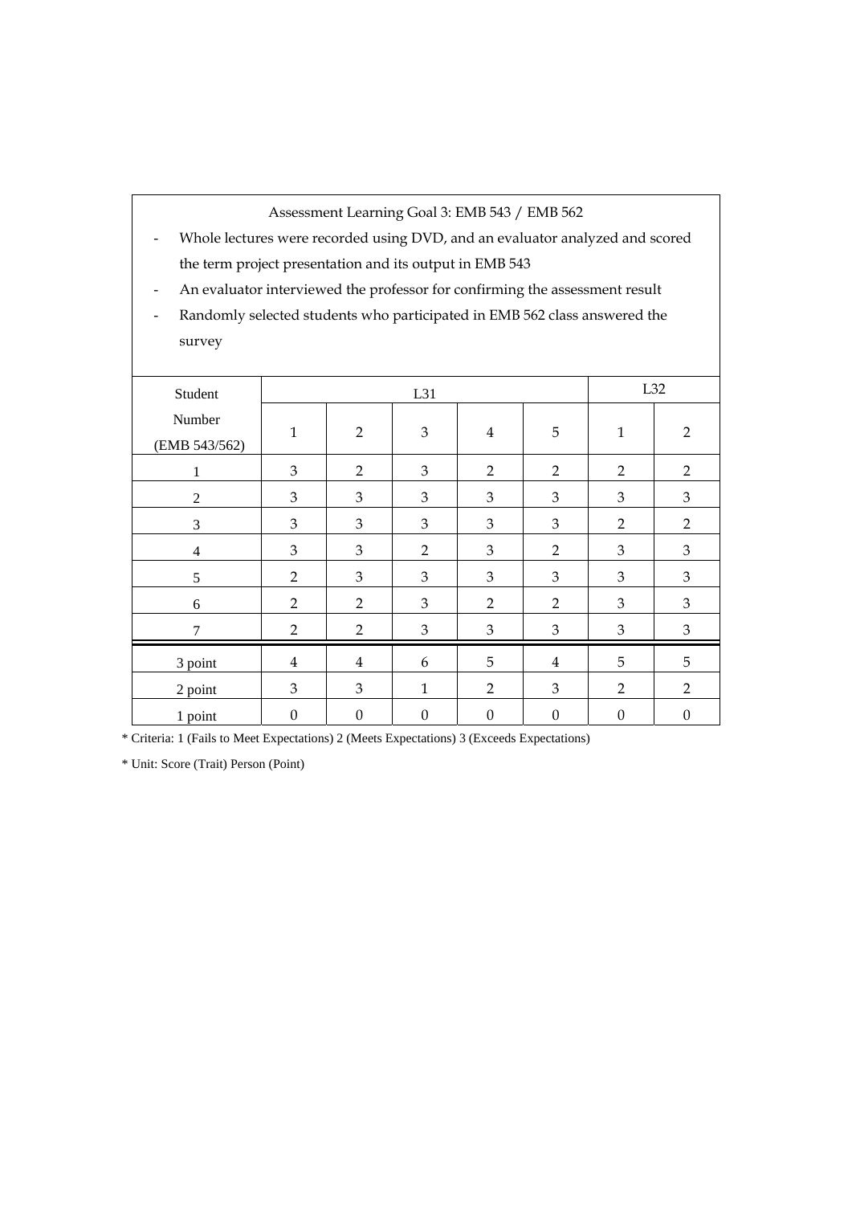Assessment Learning Goal 3: EMB 543 / EMB 562

- Whole lectures were recorded using DVD, and an evaluator analyzed and scored the term project presentation and its output in EMB 543
- An evaluator interviewed the professor for confirming the assessment result
- Randomly selected students who participated in EMB 562 class answered the survey

| Student Number (EMB 543/562) | L31 | | | | | L32 | |
|---|---|---|---|---|---|---|---|
| | 1 | 2 | 3 | 4 | 5 | 1 | 2 |
| 1 | 3 | 2 | 3 | 2 | 2 | 2 | 2 |
| 2 | 3 | 3 | 3 | 3 | 3 | 3 | 3 |
| 3 | 3 | 3 | 3 | 3 | 3 | 2 | 2 |
| 4 | 3 | 3 | 2 | 3 | 2 | 3 | 3 |
| 5 | 2 | 3 | 3 | 3 | 3 | 3 | 3 |
| 6 | 2 | 2 | 3 | 2 | 2 | 3 | 3 |
| 7 | 2 | 2 | 3 | 3 | 3 | 3 | 3 |
| 3 point | 4 | 4 | 6 | 5 | 4 | 5 | 5 |
| 2 point | 3 | 3 | 1 | 2 | 3 | 2 | 2 |
| 1 point | 0 | 0 | 0 | 0 | 0 | 0 | 0 |

\* Criteria: 1 (Fails to Meet Expectations) 2 (Meets Expectations) 3 (Exceeds Expectations)

\* Unit: Score (Trait) Person (Point)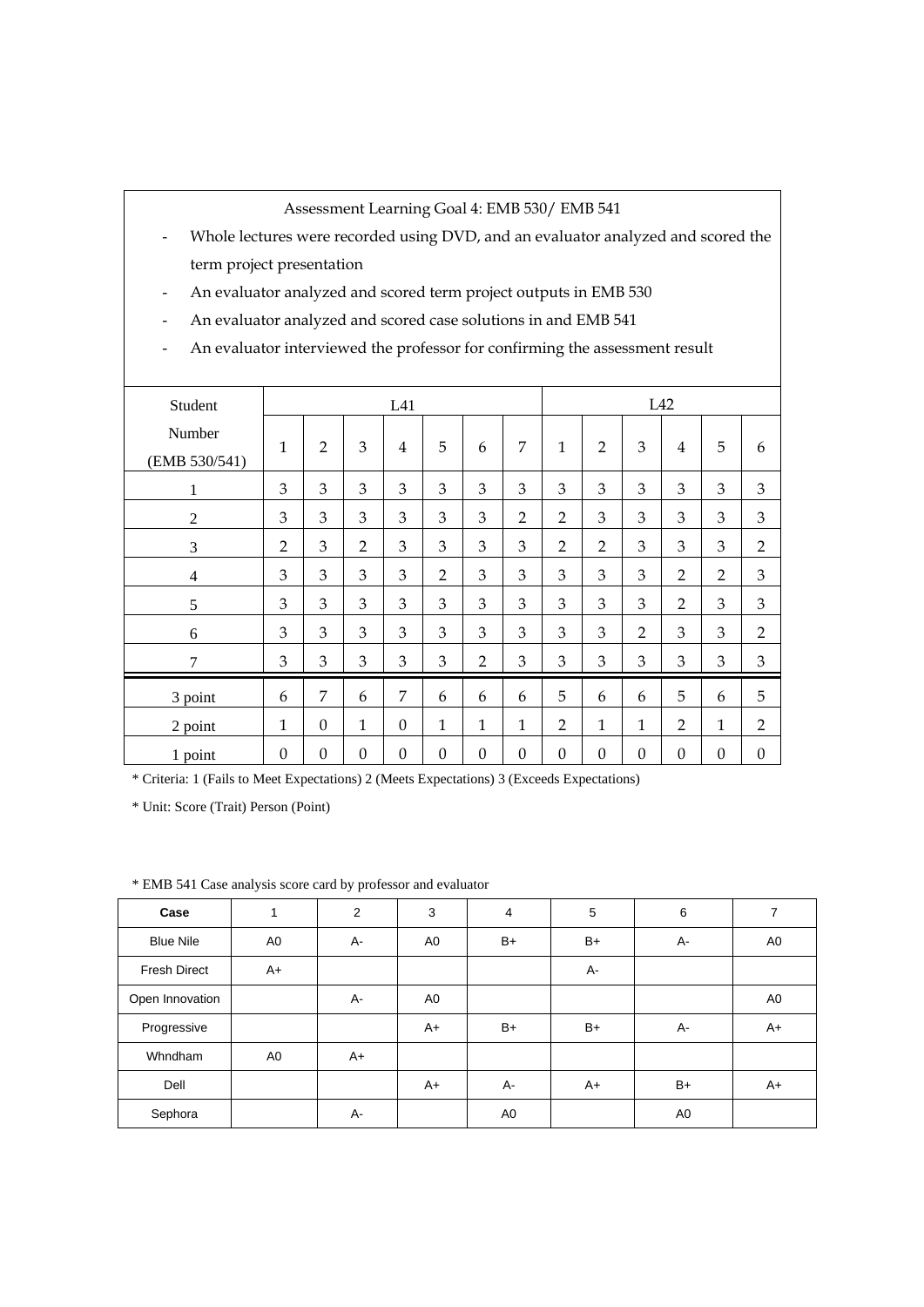Assessment Learning Goal 4: EMB 530/ EMB 541

- Whole lectures were recorded using DVD, and an evaluator analyzed and scored the term project presentation
- An evaluator analyzed and scored term project outputs in EMB 530
- An evaluator analyzed and scored case solutions in and EMB 541
- An evaluator interviewed the professor for confirming the assessment result

| Student Number (EMB 530/541) | L41 | | | | | | | L42 | | | | | |
|---|---|---|---|---|---|---|---|---|---|---|---|---|---|
| | 1 | 2 | 3 | 4 | 5 | 6 | 7 | 1 | 2 | 3 | 4 | 5 | 6 |
| 1 | 3 | 3 | 3 | 3 | 3 | 3 | 3 | 3 | 3 | 3 | 3 | 3 | 3 |
| 2 | 3 | 3 | 3 | 3 | 3 | 3 | 2 | 2 | 3 | 3 | 3 | 3 | 3 |
| 3 | 2 | 3 | 2 | 3 | 3 | 3 | 3 | 2 | 2 | 3 | 3 | 3 | 2 |
| 4 | 3 | 3 | 3 | 3 | 2 | 3 | 3 | 3 | 3 | 3 | 2 | 2 | 3 |
| 5 | 3 | 3 | 3 | 3 | 3 | 3 | 3 | 3 | 3 | 3 | 2 | 3 | 3 |
| 6 | 3 | 3 | 3 | 3 | 3 | 3 | 3 | 3 | 3 | 2 | 3 | 3 | 2 |
| 7 | 3 | 3 | 3 | 3 | 3 | 2 | 3 | 3 | 3 | 3 | 3 | 3 | 3 |
| 3 point | 6 | 7 | 6 | 7 | 6 | 6 | 6 | 5 | 6 | 6 | 5 | 6 | 5 |
| 2 point | 1 | 0 | 1 | 0 | 1 | 1 | 1 | 2 | 1 | 1 | 2 | 1 | 2 |
| 1 point | 0 | 0 | 0 | 0 | 0 | 0 | 0 | 0 | 0 | 0 | 0 | 0 | 0 |

* Criteria: 1 (Fails to Meet Expectations) 2 (Meets Expectations) 3 (Exceeds Expectations)

* Unit: Score (Trait) Person (Point)

* EMB 541 Case analysis score card by professor and evaluator

| Case | 1 | 2 | 3 | 4 | 5 | 6 | 7 |
|---|---|---|---|---|---|---|---|
| Blue Nile | A0 | A- | A0 | B+ | B+ | A- | A0 |
| Fresh Direct | A+ | | | | A- | | |
| Open Innovation | | A- | A0 | | | | A0 |
| Progressive | | | A+ | B+ | B+ | A- | A+ |
| Whndham | A0 | A+ | | | | | |
| Dell | | | A+ | A- | A+ | B+ | A+ |
| Sephora | | A- | | A0 | | A0 | |